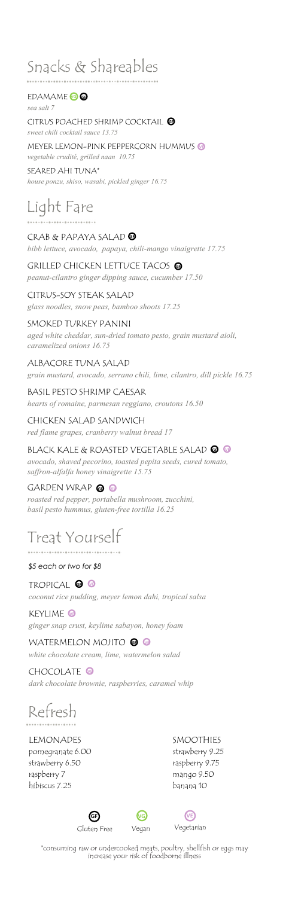## Snacks & Shareables

EDAMAME (VG) (GF)
*sea salt 7*

CITRUS POACHED SHRIMP COCKTAIL (GF)
*sweet chili cocktail sauce 13.75*

MEYER LEMON-PINK PEPPERCORN HUMMUS (VE)
*vegetable crudité, grilled naan 10.75*

SEARED AHI TUNA*
*house ponzu, shiso, wasabi, pickled ginger 16.75*

## Light Fare

CRAB & PAPAYA SALAD (GF)
*bibb lettuce, avocado, papaya, chili-mango vinaigrette 17.75*

GRILLED CHICKEN LETTUCE TACOS (GF)
*peanut-cilantro ginger dipping sauce, cucumber 17.50*

CITRUS-SOY STEAK SALAD
*glass noodles, snow peas, bamboo shoots 17.25*

SMOKED TURKEY PANINI
*aged white cheddar, sun-dried tomato pesto, grain mustard aioli, caramelized onions 16.75*

ALBACORE TUNA SALAD
*grain mustard, avocado, serrano chili, lime, cilantro, dill pickle 16.75*

BASIL PESTO SHRIMP CAESAR
*hearts of romaine, parmesan reggiano, croutons 16.50*

CHICKEN SALAD SANDWICH
*red flame grapes, cranberry walnut bread 17*

BLACK KALE & ROASTED VEGETABLE SALAD (GF) (VE)
*avocado, shaved pecorino, toasted pepita seeds, cured tomato, saffron-alfalfa honey vinaigrette 15.75*

GARDEN WRAP (GF) (VG)
*roasted red pepper, portabella mushroom, zucchini, basil pesto hummus, gluten-free tortilla 16.25*

## Treat Yourself

*$5 each or two for $8*

TROPICAL (GF) (VG)
*coconut rice pudding, meyer lemon dahi, tropical salsa*

KEYLIME (VE)
*ginger snap crust, keylime sabayon, honey foam*

WATERMELON MOJITO (GF) (VE)
*white chocolate cream, lime, watermelon salad*

CHOCOLATE (VE)
*dark chocolate brownie, raspberries, caramel whip*

## Refresh

LEMONADES
pomegranate 6.00
strawberry 6.50
raspberry 7
hibiscus 7.25

SMOOTHIES
strawberry 9.25
raspberry 9.75
mango 9.50
banana 10

(GF) Gluten Free (VG) Vegan (VE) Vegetarian

*consuming raw or undercooked meats, poultry, shellfish or eggs may increase your risk of foodborne illness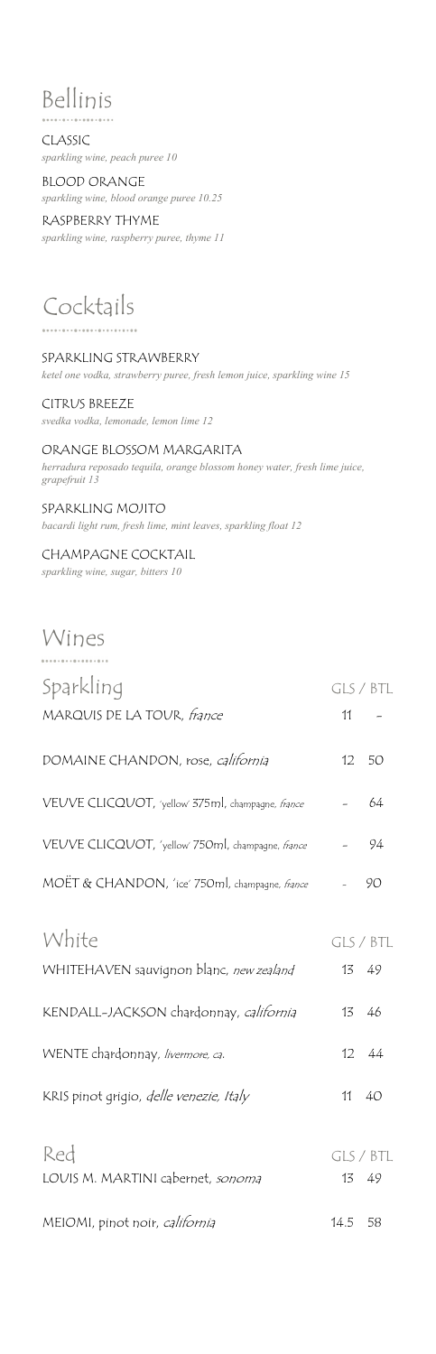# Bellinis

**CLASSIC**
*sparkling wine, peach puree 10*

**BLOOD ORANGE**
*sparkling wine, blood orange puree 10.25*

**RASPBERRY THYME**
*sparkling wine, raspberry puree, thyme 11*

# Cocktails

**SPARKLING STRAWBERRY**
*ketel one vodka, strawberry puree, fresh lemon juice, sparkling wine 15*

**CITRUS BREEZE**
*svedka vodka, lemonade, lemon lime 12*

**ORANGE BLOSSOM MARGARITA**
*herradura reposado tequila, orange blossom honey water, fresh lime juice, grapefruit 13*

**SPARKLING MOJITO**
*bacardi light rum, fresh lime, mint leaves, sparkling float 12*

**CHAMPAGNE COCKTAIL**
*sparkling wine, sugar, bitters 10*

# Wines

| Sparkling | GLS | BTL |
|---|---|---|
| MARQUIS DE LA TOUR, *france* | 11 | - |
| DOMAINE CHANDON, rose, *california* | 12 | 50 |
| VEUVE CLICQUOT, 'yellow' 375ml, champagne, *france* | - | 64 |
| VEUVE CLICQUOT, 'yellow' 750ml, champagne, *france* | - | 94 |
| MOËT & CHANDON, 'ice' 750ml, champagne, *france* | - | 90 |

| White | GLS | BTL |
|---|---|---|
| WHITEHAVEN sauvignon blanc, *new zealand* | 13 | 49 |
| KENDALL-JACKSON chardonnay, *california* | 13 | 46 |
| WENTE chardonnay, *livermore, ca.* | 12 | 44 |
| KRIS pinot grigio, *delle venezie, Italy* | 11 | 40 |

| Red | GLS | BTL |
|---|---|---|
| LOUIS M. MARTINI cabernet, *sonoma* | 13 | 49 |
| MEIOMI, pinot noir, *california* | 14.5 | 58 |